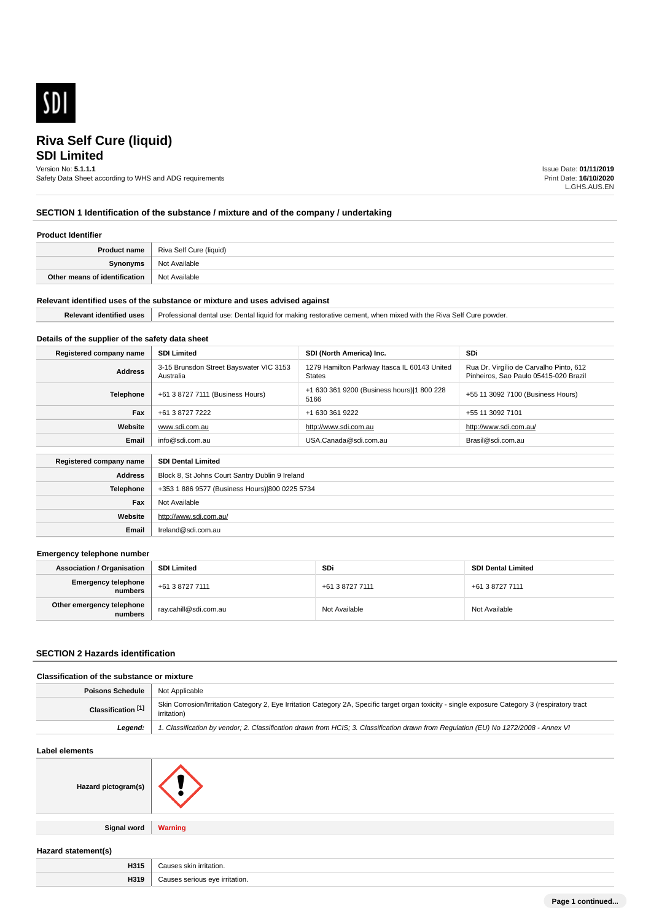# Riva Self Cure (liquid)
## SDI Limited

Version No: **5.1.1.1**
Safety Data Sheet according to WHS and ADG requirements

Issue Date: **01/11/2019**
Print Date: **16/10/2020**
L.GHS.AUS.EN

## SECTION 1 Identification of the substance / mixture and of the company / undertaking

### Product Identifier

| | |
|---|---|
| **Product name** | Riva Self Cure (liquid) |
| **Synonyms** | Not Available |
| **Other means of identification** | Not Available |

### Relevant identified uses of the substance or mixture and uses advised against

| | |
|---|---|
| **Relevant identified uses** | Professional dental use: Dental liquid for making restorative cement, when mixed with the Riva Self Cure powder. |

### Details of the supplier of the safety data sheet

| **Registered company name** | **SDI Limited** | **SDI (North America) Inc.** | **SDi** |
|---|---|---|---|
| **Address** | 3-15 Brunsdon Street Bayswater VIC 3153 Australia | 1279 Hamilton Parkway Itasca IL 60143 United States | Rua Dr. Virgílio de Carvalho Pinto, 612 Pinheiros, Sao Paulo 05415-020 Brazil |
| **Telephone** | +61 3 8727 7111 (Business Hours) | +1 630 361 9200 (Business hours)\|1 800 228 5166 | +55 11 3092 7100 (Business Hours) |
| **Fax** | +61 3 8727 7222 | +1 630 361 9222 | +55 11 3092 7101 |
| **Website** | www.sdi.com.au | http://www.sdi.com.au | http://www.sdi.com.au/ |
| **Email** | info@sdi.com.au | USA.Canada@sdi.com.au | Brasil@sdi.com.au |

| **Registered company name** | **SDI Dental Limited** |
|---|---|
| **Address** | Block 8, St Johns Court Santry Dublin 9 Ireland |
| **Telephone** | +353 1 886 9577 (Business Hours)\|800 0225 5734 |
| **Fax** | Not Available |
| **Website** | http://www.sdi.com.au/ |
| **Email** | Ireland@sdi.com.au |

### Emergency telephone number

| **Association / Organisation** | **SDI Limited** | **SDi** | **SDI Dental Limited** |
|---|---|---|---|
| **Emergency telephone numbers** | +61 3 8727 7111 | +61 3 8727 7111 | +61 3 8727 7111 |
| **Other emergency telephone numbers** | ray.cahill@sdi.com.au | Not Available | Not Available |

## SECTION 2 Hazards identification

### Classification of the substance or mixture

| | |
|---|---|
| **Poisons Schedule** | Not Applicable |
| **Classification [1]** | Skin Corrosion/Irritation Category 2, Eye Irritation Category 2A, Specific target organ toxicity - single exposure Category 3 (respiratory tract irritation) |
| ***Legend:*** | *1. Classification by vendor; 2. Classification drawn from HCIS; 3. Classification drawn from Regulation (EU) No 1272/2008 - Annex VI* |

### Label elements

| | |
|---|---|
| **Hazard pictogram(s)** | |
| **Signal word** | **Warning** |

### Hazard statement(s)

| | |
|---|---|
| **H315** | Causes skin irritation. |
| **H319** | Causes serious eye irritation. |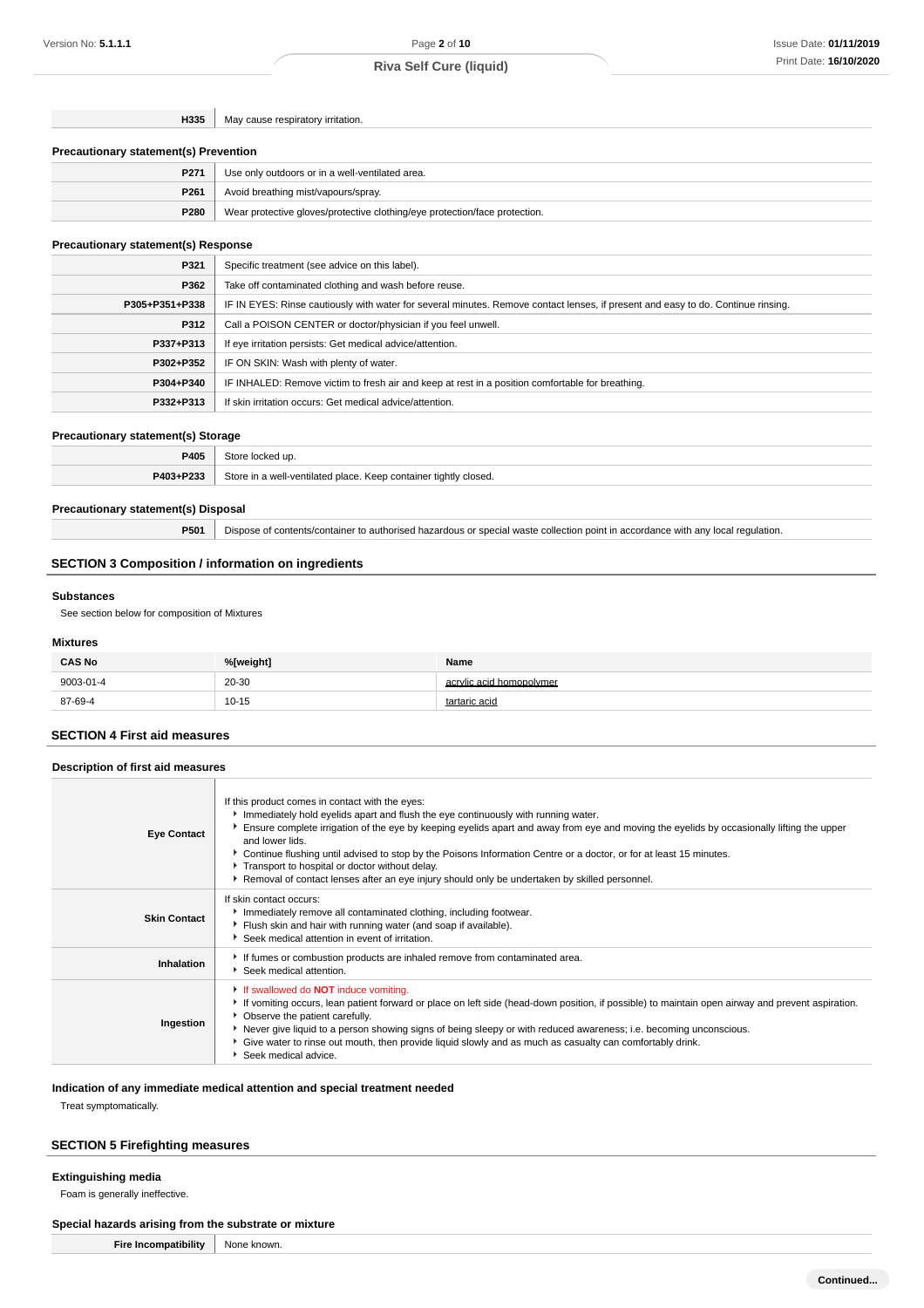| | |
|---|---|
| **H335** | May cause respiratory irritation. |

### Precautionary statement(s) Prevention

| | |
|---|---|
| **P271** | Use only outdoors or in a well-ventilated area. |
| **P261** | Avoid breathing mist/vapours/spray. |
| **P280** | Wear protective gloves/protective clothing/eye protection/face protection. |

### Precautionary statement(s) Response

| | |
|---|---|
| **P321** | Specific treatment (see advice on this label). |
| **P362** | Take off contaminated clothing and wash before reuse. |
| **P305+P351+P338** | IF IN EYES: Rinse cautiously with water for several minutes. Remove contact lenses, if present and easy to do. Continue rinsing. |
| **P312** | Call a POISON CENTER or doctor/physician if you feel unwell. |
| **P337+P313** | If eye irritation persists: Get medical advice/attention. |
| **P302+P352** | IF ON SKIN: Wash with plenty of water. |
| **P304+P340** | IF INHALED: Remove victim to fresh air and keep at rest in a position comfortable for breathing. |
| **P332+P313** | If skin irritation occurs: Get medical advice/attention. |

### Precautionary statement(s) Storage

| | |
|---|---|
| **P405** | Store locked up. |
| **P403+P233** | Store in a well-ventilated place. Keep container tightly closed. |

### Precautionary statement(s) Disposal

| | |
|---|---|
| **P501** | Dispose of contents/container to authorised hazardous or special waste collection point in accordance with any local regulation. |

## SECTION 3 Composition / information on ingredients

### Substances

See section below for composition of Mixtures

### Mixtures

| CAS No | %[weight] | Name |
|---|---|---|
| 9003-01-4 | 20-30 | acrylic acid homopolymer |
| 87-69-4 | 10-15 | tartaric acid |

## SECTION 4 First aid measures

### Description of first aid measures

| | |
|---|---|
| **Eye Contact** | If this product comes in contact with the eyes:<br>▸ Immediately hold eyelids apart and flush the eye continuously with running water.<br>▸ Ensure complete irrigation of the eye by keeping eyelids apart and away from eye and moving the eyelids by occasionally lifting the upper and lower lids.<br>▸ Continue flushing until advised to stop by the Poisons Information Centre or a doctor, or for at least 15 minutes.<br>▸ Transport to hospital or doctor without delay.<br>▸ Removal of contact lenses after an eye injury should only be undertaken by skilled personnel. |
| **Skin Contact** | If skin contact occurs:<br>▸ Immediately remove all contaminated clothing, including footwear.<br>▸ Flush skin and hair with running water (and soap if available).<br>▸ Seek medical attention in event of irritation. |
| **Inhalation** | ▸ If fumes or combustion products are inhaled remove from contaminated area.<br>▸ Seek medical attention. |
| **Ingestion** | ▸ If swallowed do **NOT** induce vomiting.<br>▸ If vomiting occurs, lean patient forward or place on left side (head-down position, if possible) to maintain open airway and prevent aspiration.<br>▸ Observe the patient carefully.<br>▸ Never give liquid to a person showing signs of being sleepy or with reduced awareness; i.e. becoming unconscious.<br>▸ Give water to rinse out mouth, then provide liquid slowly and as much as casualty can comfortably drink.<br>▸ Seek medical advice. |

### Indication of any immediate medical attention and special treatment needed

Treat symptomatically.

## SECTION 5 Firefighting measures

### Extinguishing media

Foam is generally ineffective.

### Special hazards arising from the substrate or mixture

| | |
|---|---|
| **Fire Incompatibility** | None known. |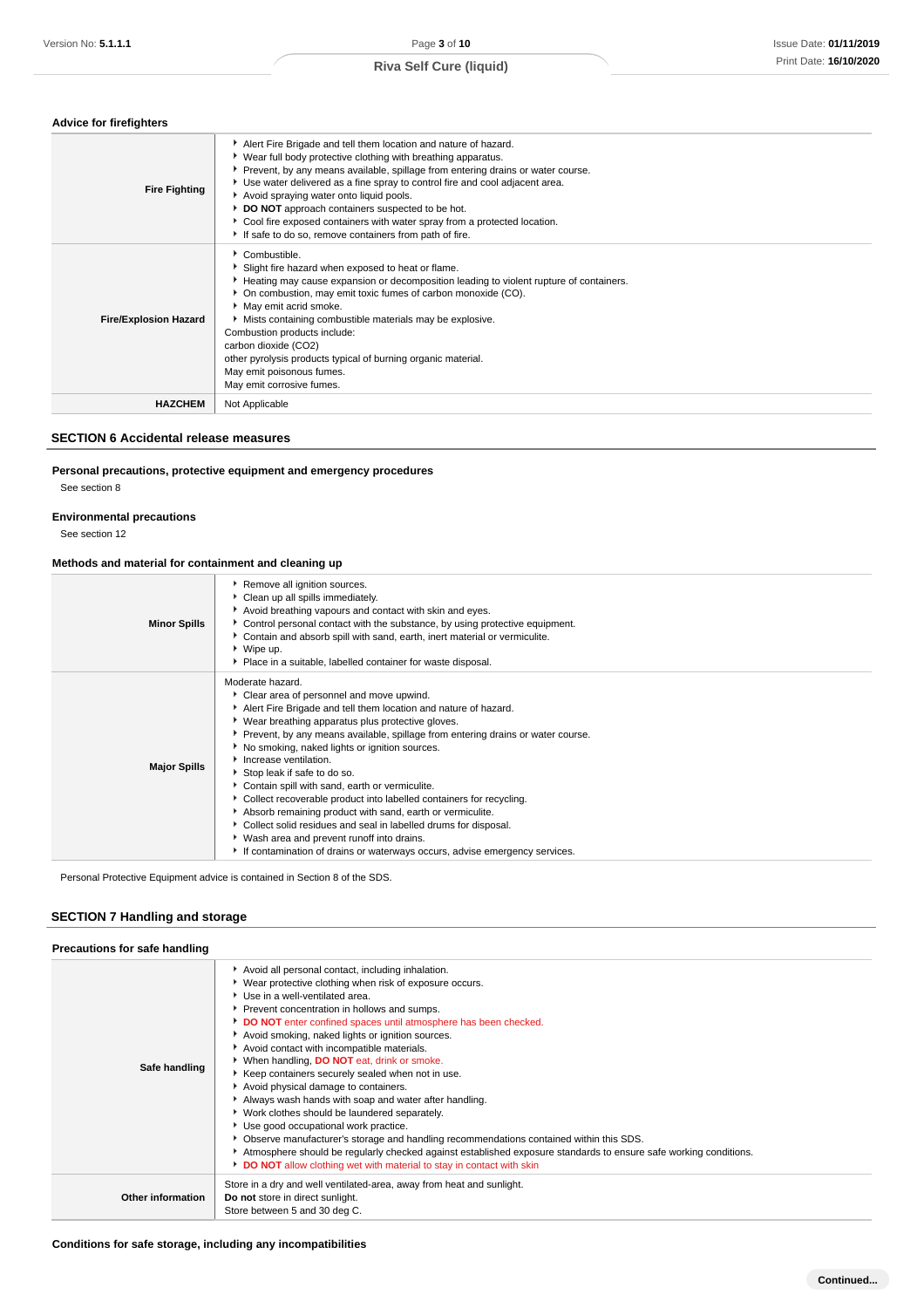### Advice for firefighters

| | |
|---|---|
| **Fire Fighting** | Alert Fire Brigade and tell them location and nature of hazard.<br>Wear full body protective clothing with breathing apparatus.<br>Prevent, by any means available, spillage from entering drains or water course.<br>Use water delivered as a fine spray to control fire and cool adjacent area.<br>Avoid spraying water onto liquid pools.<br>**DO NOT** approach containers suspected to be hot.<br>Cool fire exposed containers with water spray from a protected location.<br>If safe to do so, remove containers from path of fire. |
| **Fire/Explosion Hazard** | Combustible.<br>Slight fire hazard when exposed to heat or flame.<br>Heating may cause expansion or decomposition leading to violent rupture of containers.<br>On combustion, may emit toxic fumes of carbon monoxide (CO).<br>May emit acrid smoke.<br>Mists containing combustible materials may be explosive.<br>Combustion products include:<br>carbon dioxide ($CO_2$)<br>other pyrolysis products typical of burning organic material.<br>May emit poisonous fumes.<br>May emit corrosive fumes. |
| **HAZCHEM** | Not Applicable |

## SECTION 6 Accidental release measures

### Personal precautions, protective equipment and emergency procedures

See section 8

### Environmental precautions

See section 12

### Methods and material for containment and cleaning up

| | |
|---|---|
| **Minor Spills** | Remove all ignition sources.<br>Clean up all spills immediately.<br>Avoid breathing vapours and contact with skin and eyes.<br>Control personal contact with the substance, by using protective equipment.<br>Contain and absorb spill with sand, earth, inert material or vermiculite.<br>Wipe up.<br>Place in a suitable, labelled container for waste disposal. |
| **Major Spills** | Moderate hazard.<br>Clear area of personnel and move upwind.<br>Alert Fire Brigade and tell them location and nature of hazard.<br>Wear breathing apparatus plus protective gloves.<br>Prevent, by any means available, spillage from entering drains or water course.<br>No smoking, naked lights or ignition sources.<br>Increase ventilation.<br>Stop leak if safe to do so.<br>Contain spill with sand, earth or vermiculite.<br>Collect recoverable product into labelled containers for recycling.<br>Absorb remaining product with sand, earth or vermiculite.<br>Collect solid residues and seal in labelled drums for disposal.<br>Wash area and prevent runoff into drains.<br>If contamination of drains or waterways occurs, advise emergency services. |

Personal Protective Equipment advice is contained in Section 8 of the SDS.

## SECTION 7 Handling and storage

### Precautions for safe handling

| | |
|---|---|
| **Safe handling** | Avoid all personal contact, including inhalation.<br>Wear protective clothing when risk of exposure occurs.<br>Use in a well-ventilated area.<br>Prevent concentration in hollows and sumps.<br>**DO NOT** enter confined spaces until atmosphere has been checked.<br>Avoid smoking, naked lights or ignition sources.<br>Avoid contact with incompatible materials.<br>When handling, **DO NOT** eat, drink or smoke.<br>Keep containers securely sealed when not in use.<br>Avoid physical damage to containers.<br>Always wash hands with soap and water after handling.<br>Work clothes should be laundered separately.<br>Use good occupational work practice.<br>Observe manufacturer's storage and handling recommendations contained within this SDS.<br>Atmosphere should be regularly checked against established exposure standards to ensure safe working conditions.<br>**DO NOT** allow clothing wet with material to stay in contact with skin |
| **Other information** | Store in a dry and well ventilated-area, away from heat and sunlight.<br>**Do not** store in direct sunlight.<br>Store between 5 and 30 deg C. |

### Conditions for safe storage, including any incompatibilities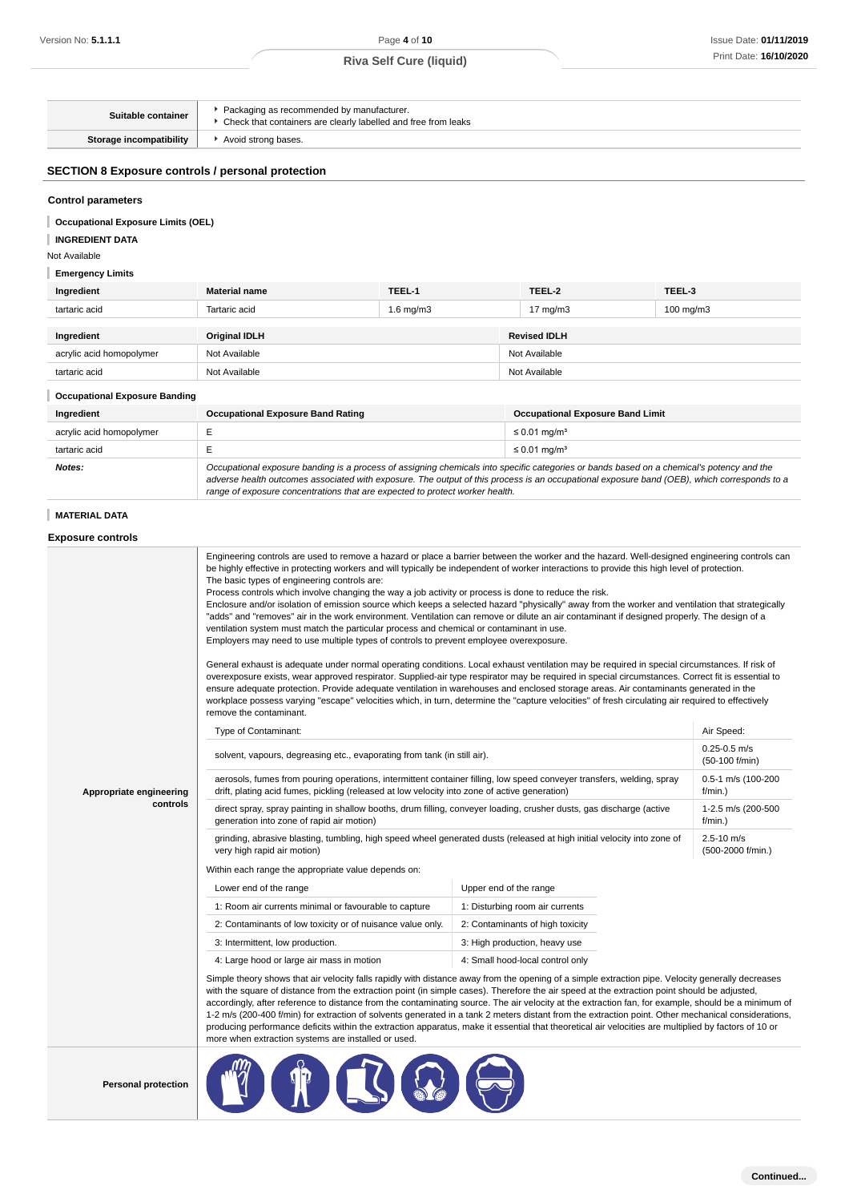| | |
|---|---|
| **Suitable container** | - Packaging as recommended by manufacturer.<br>- Check that containers are clearly labelled and free from leaks |
| **Storage incompatibility** | - Avoid strong bases. |

## SECTION 8 Exposure controls / personal protection

### Control parameters

**Occupational Exposure Limits (OEL)**

**INGREDIENT DATA**

Not Available

**Emergency Limits**

| Ingredient | Material name | TEEL-1 | TEEL-2 | TEEL-3 |
|---|---|---|---|---|
| tartaric acid | Tartaric acid | 1.6 mg/m3 | 17 mg/m3 | 100 mg/m3 |

| Ingredient | Original IDLH | Revised IDLH |
|---|---|---|
| acrylic acid homopolymer | Not Available | Not Available |
| tartaric acid | Not Available | Not Available |

**Occupational Exposure Banding**

| Ingredient | Occupational Exposure Band Rating | Occupational Exposure Band Limit |
|---|---|---|
| acrylic acid homopolymer | E | ≤ 0.01 mg/m³ |
| tartaric acid | E | ≤ 0.01 mg/m³ |
| ***Notes:*** | *Occupational exposure banding is a process of assigning chemicals into specific categories or bands based on a chemical's potency and the adverse health outcomes associated with exposure. The output of this process is an occupational exposure band (OEB), which corresponds to a range of exposure concentrations that are expected to protect worker health.* | |

**MATERIAL DATA**

### Exposure controls

**Appropriate engineering controls**

Engineering controls are used to remove a hazard or place a barrier between the worker and the hazard. Well-designed engineering controls can be highly effective in protecting workers and will typically be independent of worker interactions to provide this high level of protection.
The basic types of engineering controls are:
Process controls which involve changing the way a job activity or process is done to reduce the risk.
Enclosure and/or isolation of emission source which keeps a selected hazard "physically" away from the worker and ventilation that strategically "adds" and "removes" air in the work environment. Ventilation can remove or dilute an air contaminant if designed properly. The design of a ventilation system must match the particular process and chemical or contaminant in use.
Employers may need to use multiple types of controls to prevent employee overexposure.

General exhaust is adequate under normal operating conditions. Local exhaust ventilation may be required in special circumstances. If risk of overexposure exists, wear approved respirator. Supplied-air type respirator may be required in special circumstances. Correct fit is essential to ensure adequate protection. Provide adequate ventilation in warehouses and enclosed storage areas. Air contaminants generated in the workplace possess varying "escape" velocities which, in turn, determine the "capture velocities" of fresh circulating air required to effectively remove the contaminant.

| Type of Contaminant: | Air Speed: |
|---|---|
| solvent, vapours, degreasing etc., evaporating from tank (in still air). | 0.25-0.5 m/s (50-100 f/min) |
| aerosols, fumes from pouring operations, intermittent container filling, low speed conveyer transfers, welding, spray drift, plating acid fumes, pickling (released at low velocity into zone of active generation) | 0.5-1 m/s (100-200 f/min.) |
| direct spray, spray painting in shallow booths, drum filling, conveyer loading, crusher dusts, gas discharge (active generation into zone of rapid air motion) | 1-2.5 m/s (200-500 f/min.) |
| grinding, abrasive blasting, tumbling, high speed wheel generated dusts (released at high initial velocity into zone of very high rapid air motion) | 2.5-10 m/s (500-2000 f/min.) |

Within each range the appropriate value depends on:

| Lower end of the range | Upper end of the range |
|---|---|
| 1: Room air currents minimal or favourable to capture | 1: Disturbing room air currents |
| 2: Contaminants of low toxicity or of nuisance value only. | 2: Contaminants of high toxicity |
| 3: Intermittent, low production. | 3: High production, heavy use |
| 4: Large hood or large air mass in motion | 4: Small hood-local control only |

Simple theory shows that air velocity falls rapidly with distance away from the opening of a simple extraction pipe. Velocity generally decreases with the square of distance from the extraction point (in simple cases). Therefore the air speed at the extraction point should be adjusted, accordingly, after reference to distance from the contaminating source. The air velocity at the extraction fan, for example, should be a minimum of 1-2 m/s (200-400 f/min) for extraction of solvents generated in a tank 2 meters distant from the extraction point. Other mechanical considerations, producing performance deficits within the extraction apparatus, make it essential that theoretical air velocities are multiplied by factors of 10 or more when extraction systems are installed or used.

**Personal protection**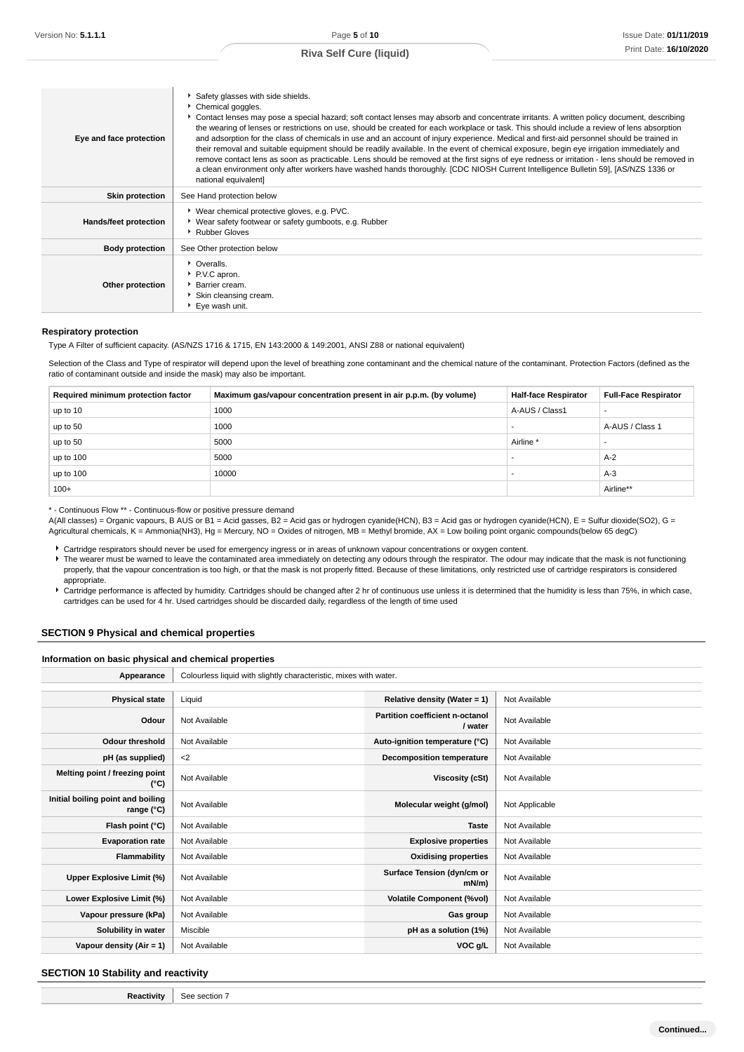| | |
|---|---|
| **Eye and face protection** | ▸ Safety glasses with side shields.<br>▸ Chemical goggles.<br>▸ Contact lenses may pose a special hazard; soft contact lenses may absorb and concentrate irritants. A written policy document, describing the wearing of lenses or restrictions on use, should be created for each workplace or task. This should include a review of lens absorption and adsorption for the class of chemicals in use and an account of injury experience. Medical and first-aid personnel should be trained in their removal and suitable equipment should be readily available. In the event of chemical exposure, begin eye irrigation immediately and remove contact lens as soon as practicable. Lens should be removed at the first signs of eye redness or irritation - lens should be removed in a clean environment only after workers have washed hands thoroughly. [CDC NIOSH Current Intelligence Bulletin 59], [AS/NZS 1336 or national equivalent] |
| **Skin protection** | See Hand protection below |
| **Hands/feet protection** | ▸ Wear chemical protective gloves, e.g. PVC.<br>▸ Wear safety footwear or safety gumboots, e.g. Rubber<br>▸ Rubber Gloves |
| **Body protection** | See Other protection below |
| **Other protection** | ▸ Overalls.<br>▸ P.V.C apron.<br>▸ Barrier cream.<br>▸ Skin cleansing cream.<br>▸ Eye wash unit. |

#### Respiratory protection

Type A Filter of sufficient capacity. (AS/NZS 1716 & 1715, EN 143:2000 & 149:2001, ANSI Z88 or national equivalent)

Selection of the Class and Type of respirator will depend upon the level of breathing zone contaminant and the chemical nature of the contaminant. Protection Factors (defined as the ratio of contaminant outside and inside the mask) may also be important.

| Required minimum protection factor | Maximum gas/vapour concentration present in air p.p.m. (by volume) | Half-face Respirator | Full-Face Respirator |
|---|---|---|---|
| up to 10 | 1000 | A-AUS / Class1 | - |
| up to 50 | 1000 | - | A-AUS / Class 1 |
| up to 50 | 5000 | Airline * | - |
| up to 100 | 5000 | - | A-2 |
| up to 100 | 10000 | - | A-3 |
| 100+ | | | Airline** |

\* - Continuous Flow ** - Continuous-flow or positive pressure demand
A(All classes) = Organic vapours, B AUS or B1 = Acid gasses, B2 = Acid gas or hydrogen cyanide(HCN), B3 = Acid gas or hydrogen cyanide(HCN), E = Sulfur dioxide($SO_2$), G = Agricultural chemicals, K = Ammonia($NH_3$), Hg = Mercury, NO = Oxides of nitrogen, MB = Methyl bromide, AX = Low boiling point organic compounds(below 65 degC)

- Cartridge respirators should never be used for emergency ingress or in areas of unknown vapour concentrations or oxygen content.
- The wearer must be warned to leave the contaminated area immediately on detecting any odours through the respirator. The odour may indicate that the mask is not functioning properly, that the vapour concentration is too high, or that the mask is not properly fitted. Because of these limitations, only restricted use of cartridge respirators is considered appropriate.
- Cartridge performance is affected by humidity. Cartridges should be changed after 2 hr of continuous use unless it is determined that the humidity is less than 75%, in which case, cartridges can be used for 4 hr. Used cartridges should be discarded daily, regardless of the length of time used

## SECTION 9 Physical and chemical properties

### Information on basic physical and chemical properties

| | |
|---|---|
| **Appearance** | Colourless liquid with slightly characteristic, mixes with water. |

| | | | |
|---|---|---|---|
| **Physical state** | Liquid | **Relative density (Water = 1)** | Not Available |
| **Odour** | Not Available | **Partition coefficient n-octanol / water** | Not Available |
| **Odour threshold** | Not Available | **Auto-ignition temperature (°C)** | Not Available |
| **pH (as supplied)** | <2 | **Decomposition temperature** | Not Available |
| **Melting point / freezing point (°C)** | Not Available | **Viscosity (cSt)** | Not Available |
| **Initial boiling point and boiling range (°C)** | Not Available | **Molecular weight (g/mol)** | Not Applicable |
| **Flash point (°C)** | Not Available | **Taste** | Not Available |
| **Evaporation rate** | Not Available | **Explosive properties** | Not Available |
| **Flammability** | Not Available | **Oxidising properties** | Not Available |
| **Upper Explosive Limit (%)** | Not Available | **Surface Tension (dyn/cm or mN/m)** | Not Available |
| **Lower Explosive Limit (%)** | Not Available | **Volatile Component (%vol)** | Not Available |
| **Vapour pressure (kPa)** | Not Available | **Gas group** | Not Available |
| **Solubility in water** | Miscible | **pH as a solution (1%)** | Not Available |
| **Vapour density (Air = 1)** | Not Available | **VOC g/L** | Not Available |

## SECTION 10 Stability and reactivity

| | |
|---|---|
| **Reactivity** | See section 7 |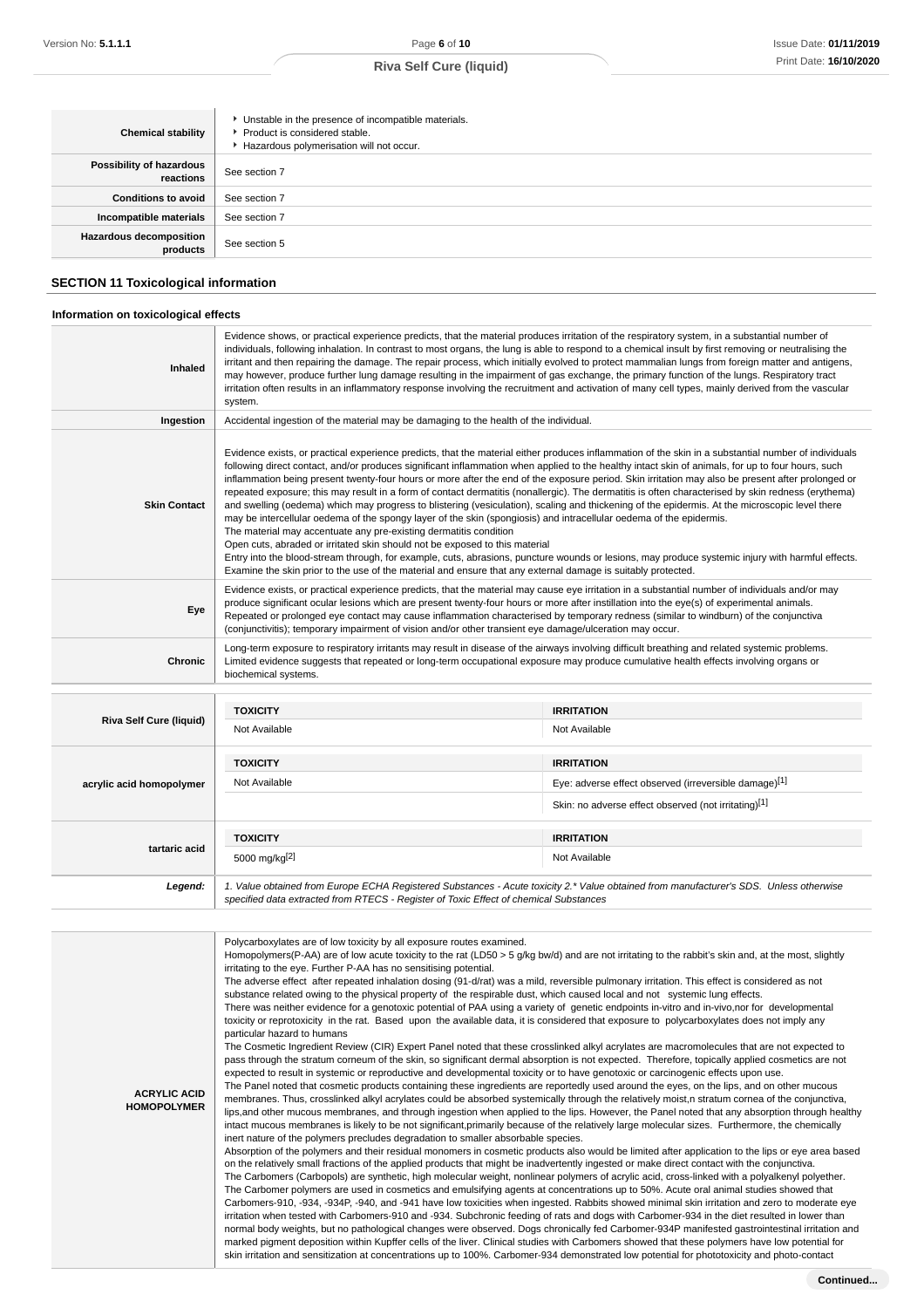| | |
|---|---|
| **Chemical stability** | ▸ Unstable in the presence of incompatible materials.<br>▸ Product is considered stable.<br>▸ Hazardous polymerisation will not occur. |
| **Possibility of hazardous reactions** | See section 7 |
| **Conditions to avoid** | See section 7 |
| **Incompatible materials** | See section 7 |
| **Hazardous decomposition products** | See section 5 |

## SECTION 11 Toxicological information

### Information on toxicological effects

| | |
|---|---|
| **Inhaled** | Evidence shows, or practical experience predicts, that the material produces irritation of the respiratory system, in a substantial number of individuals, following inhalation. In contrast to most organs, the lung is able to respond to a chemical insult by first removing or neutralising the irritant and then repairing the damage. The repair process, which initially evolved to protect mammalian lungs from foreign matter and antigens, may however, produce further lung damage resulting in the impairment of gas exchange, the primary function of the lungs. Respiratory tract irritation often results in an inflammatory response involving the recruitment and activation of many cell types, mainly derived from the vascular system. |
| **Ingestion** | Accidental ingestion of the material may be damaging to the health of the individual. |
| **Skin Contact** | Evidence exists, or practical experience predicts, that the material either produces inflammation of the skin in a substantial number of individuals following direct contact, and/or produces significant inflammation when applied to the healthy intact skin of animals, for up to four hours, such inflammation being present twenty-four hours or more after the end of the exposure period. Skin irritation may also be present after prolonged or repeated exposure; this may result in a form of contact dermatitis (nonallergic). The dermatitis is often characterised by skin redness (erythema) and swelling (oedema) which may progress to blistering (vesiculation), scaling and thickening of the epidermis. At the microscopic level there may be intercellular oedema of the spongy layer of the skin (spongiosis) and intracellular oedema of the epidermis.<br>The material may accentuate any pre-existing dermatitis condition<br>Open cuts, abraded or irritated skin should not be exposed to this material<br>Entry into the blood-stream through, for example, cuts, abrasions, puncture wounds or lesions, may produce systemic injury with harmful effects. Examine the skin prior to the use of the material and ensure that any external damage is suitably protected. |
| **Eye** | Evidence exists, or practical experience predicts, that the material may cause eye irritation in a substantial number of individuals and/or may produce significant ocular lesions which are present twenty-four hours or more after instillation into the eye(s) of experimental animals.<br>Repeated or prolonged eye contact may cause inflammation characterised by temporary redness (similar to windburn) of the conjunctiva (conjunctivitis); temporary impairment of vision and/or other transient eye damage/ulceration may occur. |
| **Chronic** | Long-term exposure to respiratory irritants may result in disease of the airways involving difficult breathing and related systemic problems.<br>Limited evidence suggests that repeated or long-term occupational exposure may produce cumulative health effects involving organs or biochemical systems. |

| | TOXICITY | IRRITATION |
|---|---|---|
| **Riva Self Cure (liquid)** | Not Available | Not Available |
| **acrylic acid homopolymer** | Not Available | Eye: adverse effect observed (irreversible damage)[1] |
| | | Skin: no adverse effect observed (not irritating)[1] |
| **tartaric acid** | 5000 mg/kg[2] | Not Available |
| ***Legend:*** | *1. Value obtained from Europe ECHA Registered Substances - Acute toxicity 2.\* Value obtained from manufacturer's SDS. Unless otherwise specified data extracted from RTECS - Register of Toxic Effect of chemical Substances* | |

| | |
|---|---|
| **ACRYLIC ACID HOMOPOLYMER** | Polycarboxylates are of low toxicity by all exposure routes examined.<br>Homopolymers(P-AA) are of low acute toxicity to the rat (LD50 > 5 g/kg bw/d) and are not irritating to the rabbit's skin and, at the most, slightly irritating to the eye. Further P-AA has no sensitising potential.<br>The adverse effect after repeated inhalation dosing (91-d/rat) was a mild, reversible pulmonary irritation. This effect is considered as not substance related owing to the physical property of the respirable dust, which caused local and not systemic lung effects.<br>There was neither evidence for a genotoxic potential of PAA using a variety of genetic endpoints in-vitro and in-vivo,nor for developmental toxicity or reprotoxicity in the rat. Based upon the available data, it is considered that exposure to polycarboxylates does not imply any particular hazard to humans<br>The Cosmetic Ingredient Review (CIR) Expert Panel noted that these crosslinked alkyl acrylates are macromolecules that are not expected to pass through the stratum corneum of the skin, so significant dermal absorption is not expected. Therefore, topically applied cosmetics are not expected to result in systemic or reproductive and developmental toxicity or to have genotoxic or carcinogenic effects upon use.<br>The Panel noted that cosmetic products containing these ingredients are reportedly used around the eyes, on the lips, and on other mucous membranes. Thus, crosslinked alkyl acrylates could be absorbed systemically through the relatively moist,n stratum cornea of the conjunctiva, lips,and other mucous membranes, and through ingestion when applied to the lips. However, the Panel noted that any absorption through healthy intact mucous membranes is likely to be not significant,primarily because of the relatively large molecular sizes. Furthermore, the chemically inert nature of the polymers precludes degradation to smaller absorbable species.<br>Absorption of the polymers and their residual monomers in cosmetic products also would be limited after application to the lips or eye area based on the relatively small fractions of the applied products that might be inadvertently ingested or make direct contact with the conjunctiva.<br>The Carbomers (Carbopols) are synthetic, high molecular weight, nonlinear polymers of acrylic acid, cross-linked with a polyalkenyl polyether.<br>The Carbomer polymers are used in cosmetics and emulsifying agents at concentrations up to 50%. Acute oral animal studies showed that Carbomers-910, -934, -934P, -940, and -941 have low toxicities when ingested. Rabbits showed minimal skin irritation and zero to moderate eye irritation when tested with Carbomers-910 and -934. Subchronic feeding of rats and dogs with Carbomer-934 in the diet resulted in lower than normal body weights, but no pathological changes were observed. Dogs chronically fed Carbomer-934P manifested gastrointestinal irritation and marked pigment deposition within Kupffer cells of the liver. Clinical studies with Carbomers showed that these polymers have low potential for skin irritation and sensitization at concentrations up to 100%. Carbomer-934 demonstrated low potential for phototoxicity and photo-contact |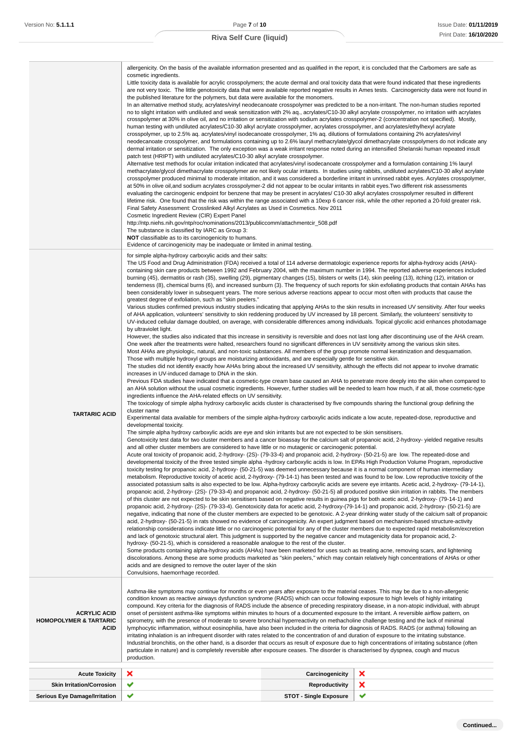| | |
|---|---|
| | allergenicity. On the basis of the available information presented and as qualified in the report, it is concluded that the Carbomers are safe as cosmetic ingredients.<br>Little toxicity data is available for acrylic crosspolymers; the acute dermal and oral toxicity data that were found indicated that these ingredients are not very toxic. The little genotoxicity data that were available reported negative results in Ames tests. Carcinogenicity data were not found in the published literature for the polymers, but data were available for the monomers.<br>In an alternative method study, acrylates/vinyl neodecanoate crosspolymer was predicted to be a non-irritant. The non-human studies reported no to slight irritation with undiluted and weak sensitization with 2% aq., acrylates/C10-30 alkyl acrylate crosspolymer, no irritation with acrylates crosspolymer at 30% in olive oil, and no irritation or sensitization with sodium acrylates crosspolymer-2 (concentration not specified). Mostly, human testing with undiluted acrylates/C10-30 alkyl acrylate crosspolymer, acrylates crosspolymer, and acrylates/ethylhexyl acrylate crosspolymer, up to 2.5% aq. acrylates/vinyl isodecanoate crosspolymer, 1% aq. dilutions of formulations containing 2% acrylates/vinyl neodecanoate crosspolymer, and formulations containing up to 2.6% lauryl methacrylate/glycol dimethacrylate crosspolymers do not indicate any dermal irritation or sensitization. The only exception was a weak irritant response noted during an intensified Shelanski human repeated insult patch test (HRIPT) with undiluted acrylates/C10-30 alkyl acrylate crosspolymer.<br>Alternative test methods for ocular irritation indicated that acrylates/vinyl isodecanoate crosspolymer and a formulation containing 1% lauryl methacrylate/glycol dimethacrylate crosspolymer are not likely ocular irritants. In studies using rabbits, undiluted acrylates/C10-30 alkyl acrylate crosspolymer produced minimal to moderate irritation, and it was considered a borderline irritant in unrinsed rabbit eyes. Acrylates crosspolymer, at 50% in olive oil,and sodium acrylates crosspolymer-2 did not appear to be ocular irritants in rabbit eyes.Two different risk assessments evaluating the carcinogenic endpoint for benzene that may be present in acrylates/ C10-30 alkyl acrylates crosspolymer resulted in different lifetime risk. One found that the risk was within the range associated with a 10exp 6 cancer risk, while the other reported a 20-fold greater risk.<br>Final Safety Assessment: Crosslinked Alkyl Acrylates as Used in Cosmetics. Nov 2011<br>Cosmetic Ingredient Review (CIR) Expert Panel<br>http://ntp.niehs.nih.gov/ntp/roc/nominations/2013/publiccomm/attachmentcir_508.pdf<br>The substance is classified by IARC as Group 3:<br>**NOT** classifiable as to its carcinogenicity to humans.<br>Evidence of carcinogenicity may be inadequate or limited in animal testing. |
| **TARTARIC ACID** | for simple alpha-hydroxy carboxylic acids and their salts:<br>The US Food and Drug Administration (FDA) received a total of 114 adverse dermatologic experience reports for alpha-hydroxy acids (AHA)-containing skin care products between 1992 and February 2004, with the maximum number in 1994. The reported adverse experiences included burning (45), dermatitis or rash (35), swelling (29), pigmentary changes (15), blisters or welts (14), skin peeling (13), itching (12), irritation or tenderness (8), chemical burns (6), and increased sunburn (3). The frequency of such reports for skin exfoliating products that contain AHAs has been considerably lower in subsequent years. The more serious adverse reactions appear to occur most often with products that cause the greatest degree of exfoliation, such as "skin peelers."<br>Various studies confirmed previous industry studies indicating that applying AHAs to the skin results in increased UV sensitivity. After four weeks of AHA application, volunteers' sensitivity to skin reddening produced by UV increased by 18 percent. Similarly, the volunteers' sensitivity to UV-induced cellular damage doubled, on average, with considerable differences among individuals. Topical glycolic acid enhances photodamage by ultraviolet light.<br>However, the studies also indicated that this increase in sensitivity is reversible and does not last long after discontinuing use of the AHA cream. One week after the treatments were halted, researchers found no significant differences in UV sensitivity among the various skin sites.<br>Most AHAs are physiologic, natural, and non-toxic substances. All members of the group promote normal keratinization and desquamation. Those with multiple hydroxyl groups are moisturizing antioxidants, and are especially gentle for sensitive skin.<br>The studies did not identify exactly how AHAs bring about the increased UV sensitivity, although the effects did not appear to involve dramatic increases in UV-induced damage to DNA in the skin.<br>Previous FDA studies have indicated that a cosmetic-type cream base caused an AHA to penetrate more deeply into the skin when compared to an AHA solution without the usual cosmetic ingredients. However, further studies will be needed to learn how much, if at all, those cosmetic-type ingredients influence the AHA-related effects on UV sensitivity.<br>The toxicology of simple alpha hydroxy carboxylic acids cluster is characterised by five compounds sharing the functional group defining the cluster name<br>Experimental data available for members of the simple alpha-hydroxy carboxylic acids indicate a low acute, repeated-dose, reproductive and developmental toxicity.<br>The simple alpha hydroxy carboxylic acids are eye and skin irritants but are not expected to be skin sensitisers.<br>Genotoxicity test data for two cluster members and a cancer bioassay for the calcium salt of propanoic acid, 2-hydroxy- yielded negative results and all other cluster members are considered to have little or no mutagenic or carcinogenic potential.<br>Acute oral toxicity of propanoic acid, 2-hydroxy- (2S)- (79-33-4) and propanoic acid, 2-hydroxy- (50-21-5) are low. The repeated-dose and developmental toxicity of the three tested simple alpha -hydroxy carboxylic acids is low. In EPA's High Production Volume Program, reproductive toxicity testing for propanoic acid, 2-hydroxy- (50-21-5) was deemed unnecessary because it is a normal component of human intermediary metabolism. Reproductive toxicity of acetic acid, 2-hydroxy- (79-14-1) has been tested and was found to be low. Low reproductive toxicity of the associated potassium salts is also expected to be low. Alpha-hydroxy carboxylic acids are severe eye irritants. Acetic acid, 2-hydroxy- (79-14-1), propanoic acid, 2-hydroxy- (2S)- (79-33-4) and propanoic acid, 2-hydroxy- (50-21-5) all produced positive skin irritation in rabbits. The members of this cluster are not expected to be skin sensitisers based on negative results in guinea pigs for both acetic acid, 2-hydroxy- (79-14-1) and propanoic acid, 2-hydroxy- (2S)- (79-33-4). Genotoxicity data for acetic acid, 2-hydroxy-(79-14-1) and propanoic acid, 2-hydroxy- (50-21-5) are negative, indicating that none of the cluster members are expected to be genotoxic. A 2-year drinking water study of the calcium salt of propanoic acid, 2-hydroxy- (50-21-5) in rats showed no evidence of carcinogenicity. An expert judgment based on mechanism-based structure-activity relationship considerations indicate little or no carcinogenic potential for any of the cluster members due to expected rapid metabolism/excretion and lack of genotoxic structural alert. This judgment is supported by the negative cancer and mutagenicity data for propanoic acid, 2-hydroxy- (50-21-5), which is considered a reasonable analogue to the rest of the cluster.<br>Some products containing alpha-hydroxy acids (AHAs) have been marketed for uses such as treating acne, removing scars, and lightening discolorations. Among these are some products marketed as "skin peelers," which may contain relatively high concentrations of AHAs or other acids and are designed to remove the outer layer of the skin<br>Convulsions, haemorrhage recorded. |
| **ACRYLIC ACID HOMOPOLYMER & TARTARIC ACID** | Asthma-like symptoms may continue for months or even years after exposure to the material ceases. This may be due to a non-allergenic condition known as reactive airways dysfunction syndrome (RADS) which can occur following exposure to high levels of highly irritating compound. Key criteria for the diagnosis of RADS include the absence of preceding respiratory disease, in a non-atopic individual, with abrupt onset of persistent asthma-like symptoms within minutes to hours of a documented exposure to the irritant. A reversible airflow pattern, on spirometry, with the presence of moderate to severe bronchial hyperreactivity on methacholine challenge testing and the lack of minimal lymphocytic inflammation, without eosinophilia, have also been included in the criteria for diagnosis of RADS. RADS (or asthma) following an irritating inhalation is an infrequent disorder with rates related to the concentration of and duration of exposure to the irritating substance. Industrial bronchitis, on the other hand, is a disorder that occurs as result of exposure due to high concentrations of irritating substance (often particulate in nature) and is completely reversible after exposure ceases. The disorder is characterised by dyspnea, cough and mucus production. |

| | | | |
|---|---|---|---|
| **Acute Toxicity** | ✘ | **Carcinogenicity** | ✘ |
| **Skin Irritation/Corrosion** | ✔ | **Reproductivity** | ✘ |
| **Serious Eye Damage/Irritation** | ✔ | **STOT - Single Exposure** | ✔ |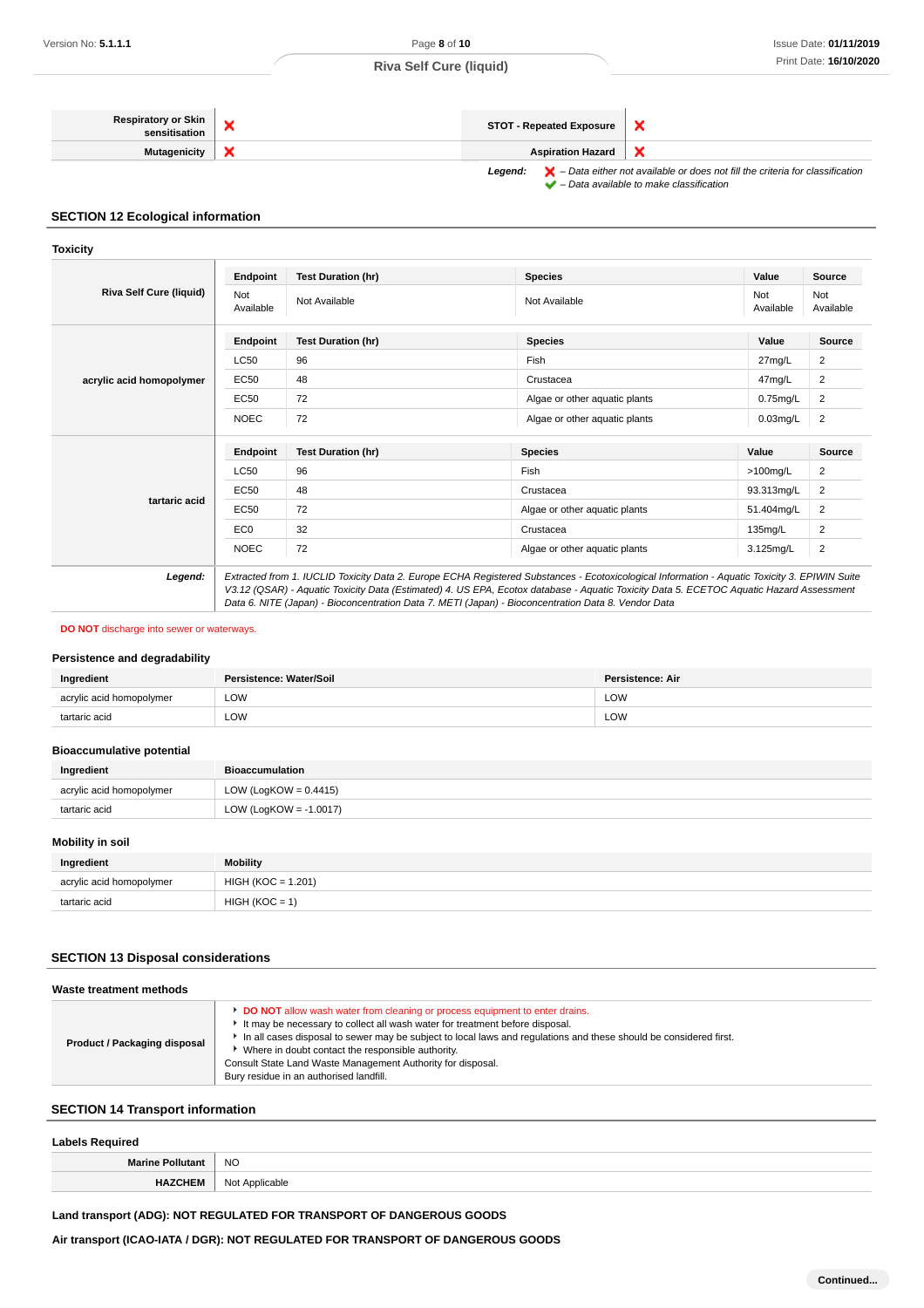| | | | |
|---|---|---|---|
| **Respiratory or Skin sensitisation** | ❌ | **STOT - Repeated Exposure** | ❌ |
| **Mutagenicity** | ❌ | **Aspiration Hazard** | ❌ |

***Legend:*** ❌ *– Data either not available or does not fill the criteria for classification*
✔ *– Data available to make classification*

## SECTION 12 Ecological information

### Toxicity

**Riva Self Cure (liquid)**

| Endpoint | Test Duration (hr) | Species | Value | Source |
|---|---|---|---|---|
| Not Available | Not Available | Not Available | Not Available | Not Available |

**acrylic acid homopolymer**

| Endpoint | Test Duration (hr) | Species | Value | Source |
|---|---|---|---|---|
| LC50 | 96 | Fish | 27mg/L | 2 |
| EC50 | 48 | Crustacea | 47mg/L | 2 |
| EC50 | 72 | Algae or other aquatic plants | 0.75mg/L | 2 |
| NOEC | 72 | Algae or other aquatic plants | 0.03mg/L | 2 |

**tartaric acid**

| Endpoint | Test Duration (hr) | Species | Value | Source |
|---|---|---|---|---|
| LC50 | 96 | Fish | >100mg/L | 2 |
| EC50 | 48 | Crustacea | 93.313mg/L | 2 |
| EC50 | 72 | Algae or other aquatic plants | 51.404mg/L | 2 |
| EC0 | 32 | Crustacea | 135mg/L | 2 |
| NOEC | 72 | Algae or other aquatic plants | 3.125mg/L | 2 |

***Legend:*** *Extracted from 1. IUCLID Toxicity Data 2. Europe ECHA Registered Substances - Ecotoxicological Information - Aquatic Toxicity 3. EPIWIN Suite V3.12 (QSAR) - Aquatic Toxicity Data (Estimated) 4. US EPA, Ecotox database - Aquatic Toxicity Data 5. ECETOC Aquatic Hazard Assessment Data 6. NITE (Japan) - Bioconcentration Data 7. METI (Japan) - Bioconcentration Data 8. Vendor Data*

**DO NOT** discharge into sewer or waterways.

### Persistence and degradability

| Ingredient | Persistence: Water/Soil | Persistence: Air |
|---|---|---|
| acrylic acid homopolymer | LOW | LOW |
| tartaric acid | LOW | LOW |

### Bioaccumulative potential

| Ingredient | Bioaccumulation |
|---|---|
| acrylic acid homopolymer | LOW (LogKOW = 0.4415) |
| tartaric acid | LOW (LogKOW = -1.0017) |

### Mobility in soil

| Ingredient | Mobility |
|---|---|
| acrylic acid homopolymer | HIGH (KOC = 1.201) |
| tartaric acid | HIGH (KOC = 1) |

## SECTION 13 Disposal considerations

### Waste treatment methods

**Product / Packaging disposal**

- **DO NOT** allow wash water from cleaning or process equipment to enter drains.
- It may be necessary to collect all wash water for treatment before disposal.
- In all cases disposal to sewer may be subject to local laws and regulations and these should be considered first.
- Where in doubt contact the responsible authority.

Consult State Land Waste Management Authority for disposal.
Bury residue in an authorised landfill.

## SECTION 14 Transport information

### Labels Required

| | |
|---|---|
| **Marine Pollutant** | NO |
| **HAZCHEM** | Not Applicable |

**Land transport (ADG): NOT REGULATED FOR TRANSPORT OF DANGEROUS GOODS**

**Air transport (ICAO-IATA / DGR): NOT REGULATED FOR TRANSPORT OF DANGEROUS GOODS**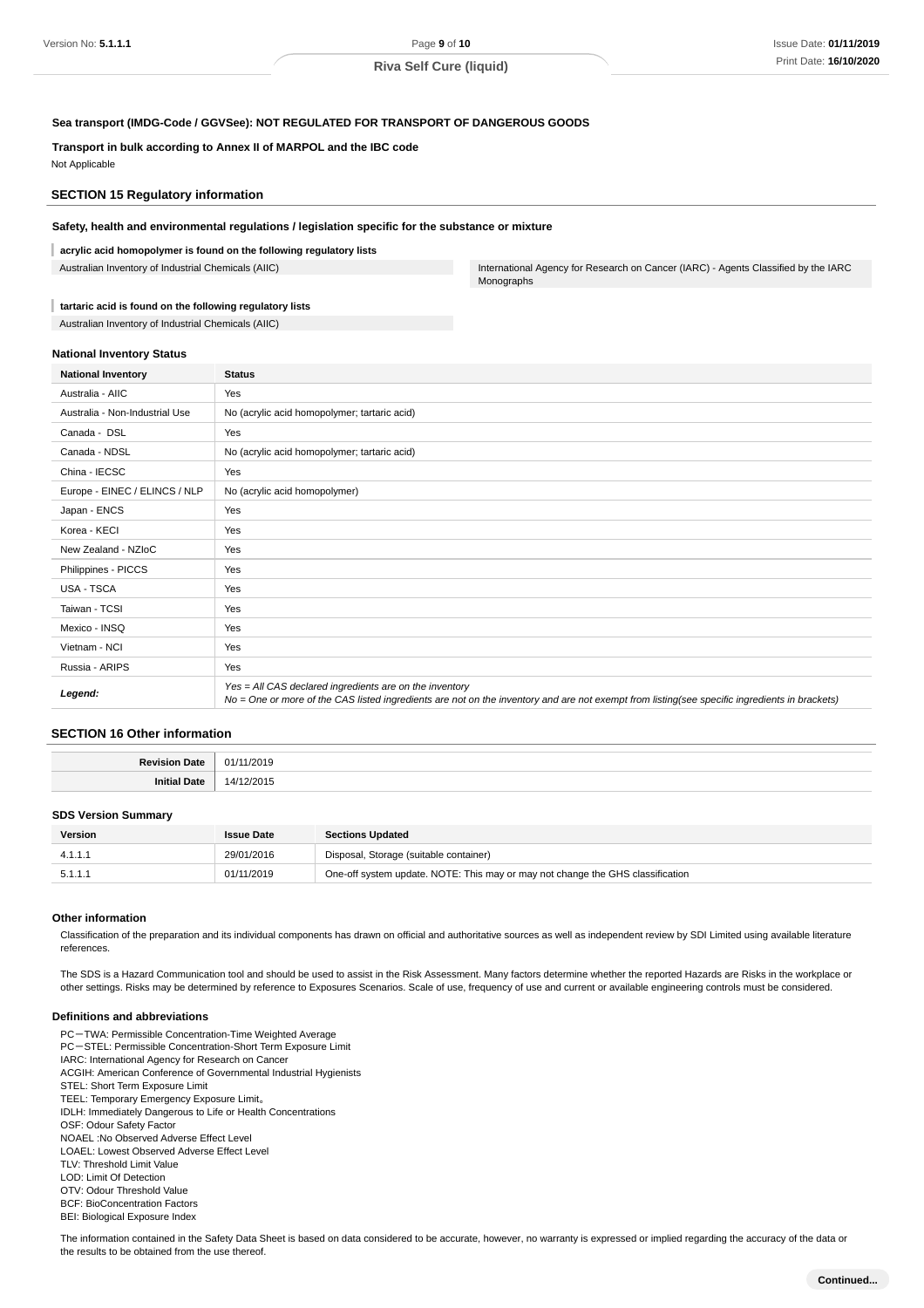**Sea transport (IMDG-Code / GGVSee): NOT REGULATED FOR TRANSPORT OF DANGEROUS GOODS**

**Transport in bulk according to Annex II of MARPOL and the IBC code**

Not Applicable

## SECTION 15 Regulatory information

**Safety, health and environmental regulations / legislation specific for the substance or mixture**

**acrylic acid homopolymer is found on the following regulatory lists**

| | |
|---|---|
| Australian Inventory of Industrial Chemicals (AIIC) | International Agency for Research on Cancer (IARC) - Agents Classified by the IARC Monographs |

**tartaric acid is found on the following regulatory lists**

| |
|---|
| Australian Inventory of Industrial Chemicals (AIIC) |

**National Inventory Status**

| National Inventory | Status |
|---|---|
| Australia - AIIC | Yes |
| Australia - Non-Industrial Use | No (acrylic acid homopolymer; tartaric acid) |
| Canada - DSL | Yes |
| Canada - NDSL | No (acrylic acid homopolymer; tartaric acid) |
| China - IECSC | Yes |
| Europe - EINEC / ELINCS / NLP | No (acrylic acid homopolymer) |
| Japan - ENCS | Yes |
| Korea - KECI | Yes |
| New Zealand - NZIoC | Yes |
| Philippines - PICCS | Yes |
| USA - TSCA | Yes |
| Taiwan - TCSI | Yes |
| Mexico - INSQ | Yes |
| Vietnam - NCI | Yes |
| Russia - ARIPS | Yes |
| ***Legend:*** | *Yes = All CAS declared ingredients are on the inventory* *No = One or more of the CAS listed ingredients are not on the inventory and are not exempt from listing(see specific ingredients in brackets)* |

## SECTION 16 Other information

| | |
|---|---|
| **Revision Date** | 01/11/2019 |
| **Initial Date** | 14/12/2015 |

**SDS Version Summary**

| Version | Issue Date | Sections Updated |
|---|---|---|
| 4.1.1.1 | 29/01/2016 | Disposal, Storage (suitable container) |
| 5.1.1.1 | 01/11/2019 | One-off system update. NOTE: This may or may not change the GHS classification |

**Other information**

Classification of the preparation and its individual components has drawn on official and authoritative sources as well as independent review by SDI Limited using available literature references.

The SDS is a Hazard Communication tool and should be used to assist in the Risk Assessment. Many factors determine whether the reported Hazards are Risks in the workplace or other settings. Risks may be determined by reference to Exposures Scenarios. Scale of use, frequency of use and current or available engineering controls must be considered.

**Definitions and abbreviations**

PC－TWA: Permissible Concentration-Time Weighted Average
PC－STEL: Permissible Concentration-Short Term Exposure Limit
IARC: International Agency for Research on Cancer
ACGIH: American Conference of Governmental Industrial Hygienists
STEL: Short Term Exposure Limit
TEEL: Temporary Emergency Exposure Limit。
IDLH: Immediately Dangerous to Life or Health Concentrations
OSF: Odour Safety Factor
NOAEL :No Observed Adverse Effect Level
LOAEL: Lowest Observed Adverse Effect Level
TLV: Threshold Limit Value
LOD: Limit Of Detection
OTV: Odour Threshold Value
BCF: BioConcentration Factors
BEI: Biological Exposure Index

The information contained in the Safety Data Sheet is based on data considered to be accurate, however, no warranty is expressed or implied regarding the accuracy of the data or the results to be obtained from the use thereof.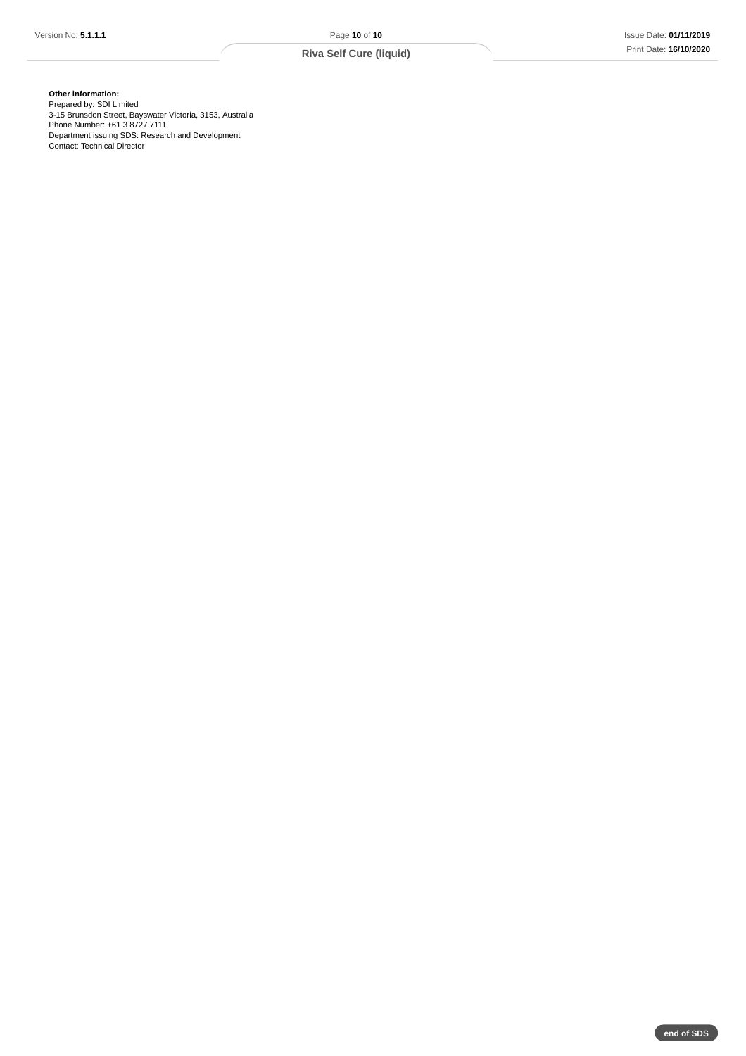**Other information:**

Prepared by: SDI Limited
3-15 Brunsdon Street, Bayswater Victoria, 3153, Australia
Phone Number: +61 3 8727 7111
Department issuing SDS: Research and Development
Contact: Technical Director

**end of SDS**